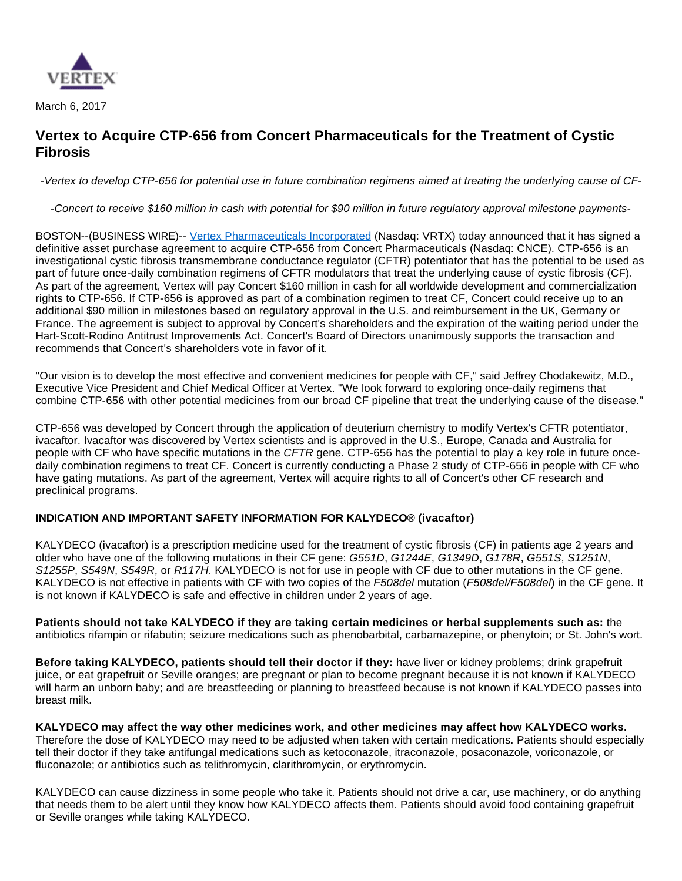VERTEX

March 6, 2017

# Vertex to Acquire CTP-656 from Concert Pharmaceuticals for the Treatment of Cystic Fibrosis

*-Vertex to develop CTP-656 for potential use in future combination regimens aimed at treating the underlying cause of CF-*

*-Concert to receive $160 million in cash with potential for $90 million in future regulatory approval milestone payments-*

BOSTON--(BUSINESS WIRE)-- Vertex Pharmaceuticals Incorporated (Nasdaq: VRTX) today announced that it has signed a definitive asset purchase agreement to acquire CTP-656 from Concert Pharmaceuticals (Nasdaq: CNCE). CTP-656 is an investigational cystic fibrosis transmembrane conductance regulator (CFTR) potentiator that has the potential to be used as part of future once-daily combination regimens of CFTR modulators that treat the underlying cause of cystic fibrosis (CF). As part of the agreement, Vertex will pay Concert $160 million in cash for all worldwide development and commercialization rights to CTP-656. If CTP-656 is approved as part of a combination regimen to treat CF, Concert could receive up to an additional $90 million in milestones based on regulatory approval in the U.S. and reimbursement in the UK, Germany or France. The agreement is subject to approval by Concert's shareholders and the expiration of the waiting period under the Hart-Scott-Rodino Antitrust Improvements Act. Concert's Board of Directors unanimously supports the transaction and recommends that Concert's shareholders vote in favor of it.

"Our vision is to develop the most effective and convenient medicines for people with CF," said Jeffrey Chodakewitz, M.D., Executive Vice President and Chief Medical Officer at Vertex. "We look forward to exploring once-daily regimens that combine CTP-656 with other potential medicines from our broad CF pipeline that treat the underlying cause of the disease."

CTP-656 was developed by Concert through the application of deuterium chemistry to modify Vertex's CFTR potentiator, ivacaftor. Ivacaftor was discovered by Vertex scientists and is approved in the U.S., Europe, Canada and Australia for people with CF who have specific mutations in the *CFTR* gene. CTP-656 has the potential to play a key role in future once-daily combination regimens to treat CF. Concert is currently conducting a Phase 2 study of CTP-656 in people with CF who have gating mutations. As part of the agreement, Vertex will acquire rights to all of Concert's other CF research and preclinical programs.

**INDICATION AND IMPORTANT SAFETY INFORMATION FOR KALYDECO® (ivacaftor)**

KALYDECO (ivacaftor) is a prescription medicine used for the treatment of cystic fibrosis (CF) in patients age 2 years and older who have one of the following mutations in their CF gene: *G551D*, *G1244E*, *G1349D*, *G178R*, *G551S*, *S1251N*, *S1255P*, *S549N*, *S549R*, or *R117H*. KALYDECO is not for use in people with CF due to other mutations in the CF gene. KALYDECO is not effective in patients with CF with two copies of the *F508del* mutation (*F508del/F508del*) in the CF gene. It is not known if KALYDECO is safe and effective in children under 2 years of age.

**Patients should not take KALYDECO if they are taking certain medicines or herbal supplements such as:** the antibiotics rifampin or rifabutin; seizure medications such as phenobarbital, carbamazepine, or phenytoin; or St. John's wort.

**Before taking KALYDECO, patients should tell their doctor if they:** have liver or kidney problems; drink grapefruit juice, or eat grapefruit or Seville oranges; are pregnant or plan to become pregnant because it is not known if KALYDECO will harm an unborn baby; and are breastfeeding or planning to breastfeed because is not known if KALYDECO passes into breast milk.

**KALYDECO may affect the way other medicines work, and other medicines may affect how KALYDECO works.** Therefore the dose of KALYDECO may need to be adjusted when taken with certain medications. Patients should especially tell their doctor if they take antifungal medications such as ketoconazole, itraconazole, posaconazole, voriconazole, or fluconazole; or antibiotics such as telithromycin, clarithromycin, or erythromycin.

KALYDECO can cause dizziness in some people who take it. Patients should not drive a car, use machinery, or do anything that needs them to be alert until they know how KALYDECO affects them. Patients should avoid food containing grapefruit or Seville oranges while taking KALYDECO.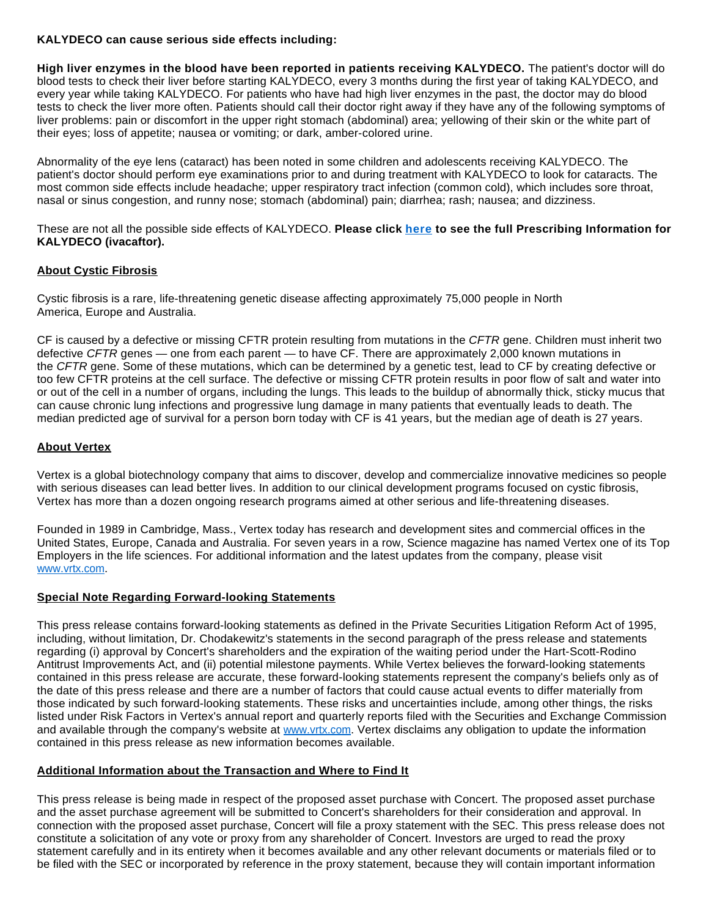**KALYDECO can cause serious side effects including:**

**High liver enzymes in the blood have been reported in patients receiving KALYDECO.** The patient's doctor will do blood tests to check their liver before starting KALYDECO, every 3 months during the first year of taking KALYDECO, and every year while taking KALYDECO. For patients who have had high liver enzymes in the past, the doctor may do blood tests to check the liver more often. Patients should call their doctor right away if they have any of the following symptoms of liver problems: pain or discomfort in the upper right stomach (abdominal) area; yellowing of their skin or the white part of their eyes; loss of appetite; nausea or vomiting; or dark, amber-colored urine.

Abnormality of the eye lens (cataract) has been noted in some children and adolescents receiving KALYDECO. The patient's doctor should perform eye examinations prior to and during treatment with KALYDECO to look for cataracts. The most common side effects include headache; upper respiratory tract infection (common cold), which includes sore throat, nasal or sinus congestion, and runny nose; stomach (abdominal) pain; diarrhea; rash; nausea; and dizziness.

These are not all the possible side effects of KALYDECO. **Please click here to see the full Prescribing Information for KALYDECO (ivacaftor).**

## About Cystic Fibrosis

Cystic fibrosis is a rare, life-threatening genetic disease affecting approximately 75,000 people in North America, Europe and Australia.

CF is caused by a defective or missing CFTR protein resulting from mutations in the *CFTR* gene. Children must inherit two defective *CFTR* genes — one from each parent — to have CF. There are approximately 2,000 known mutations in the *CFTR* gene. Some of these mutations, which can be determined by a genetic test, lead to CF by creating defective or too few CFTR proteins at the cell surface. The defective or missing CFTR protein results in poor flow of salt and water into or out of the cell in a number of organs, including the lungs. This leads to the buildup of abnormally thick, sticky mucus that can cause chronic lung infections and progressive lung damage in many patients that eventually leads to death. The median predicted age of survival for a person born today with CF is 41 years, but the median age of death is 27 years.

## About Vertex

Vertex is a global biotechnology company that aims to discover, develop and commercialize innovative medicines so people with serious diseases can lead better lives. In addition to our clinical development programs focused on cystic fibrosis, Vertex has more than a dozen ongoing research programs aimed at other serious and life-threatening diseases.

Founded in 1989 in Cambridge, Mass., Vertex today has research and development sites and commercial offices in the United States, Europe, Canada and Australia. For seven years in a row, Science magazine has named Vertex one of its Top Employers in the life sciences. For additional information and the latest updates from the company, please visit www.vrtx.com.

## Special Note Regarding Forward-looking Statements

This press release contains forward-looking statements as defined in the Private Securities Litigation Reform Act of 1995, including, without limitation, Dr. Chodakewitz's statements in the second paragraph of the press release and statements regarding (i) approval by Concert's shareholders and the expiration of the waiting period under the Hart-Scott-Rodino Antitrust Improvements Act, and (ii) potential milestone payments. While Vertex believes the forward-looking statements contained in this press release are accurate, these forward-looking statements represent the company's beliefs only as of the date of this press release and there are a number of factors that could cause actual events to differ materially from those indicated by such forward-looking statements. These risks and uncertainties include, among other things, the risks listed under Risk Factors in Vertex's annual report and quarterly reports filed with the Securities and Exchange Commission and available through the company's website at www.vrtx.com. Vertex disclaims any obligation to update the information contained in this press release as new information becomes available.

## Additional Information about the Transaction and Where to Find It

This press release is being made in respect of the proposed asset purchase with Concert. The proposed asset purchase and the asset purchase agreement will be submitted to Concert's shareholders for their consideration and approval. In connection with the proposed asset purchase, Concert will file a proxy statement with the SEC. This press release does not constitute a solicitation of any vote or proxy from any shareholder of Concert. Investors are urged to read the proxy statement carefully and in its entirety when it becomes available and any other relevant documents or materials filed or to be filed with the SEC or incorporated by reference in the proxy statement, because they will contain important information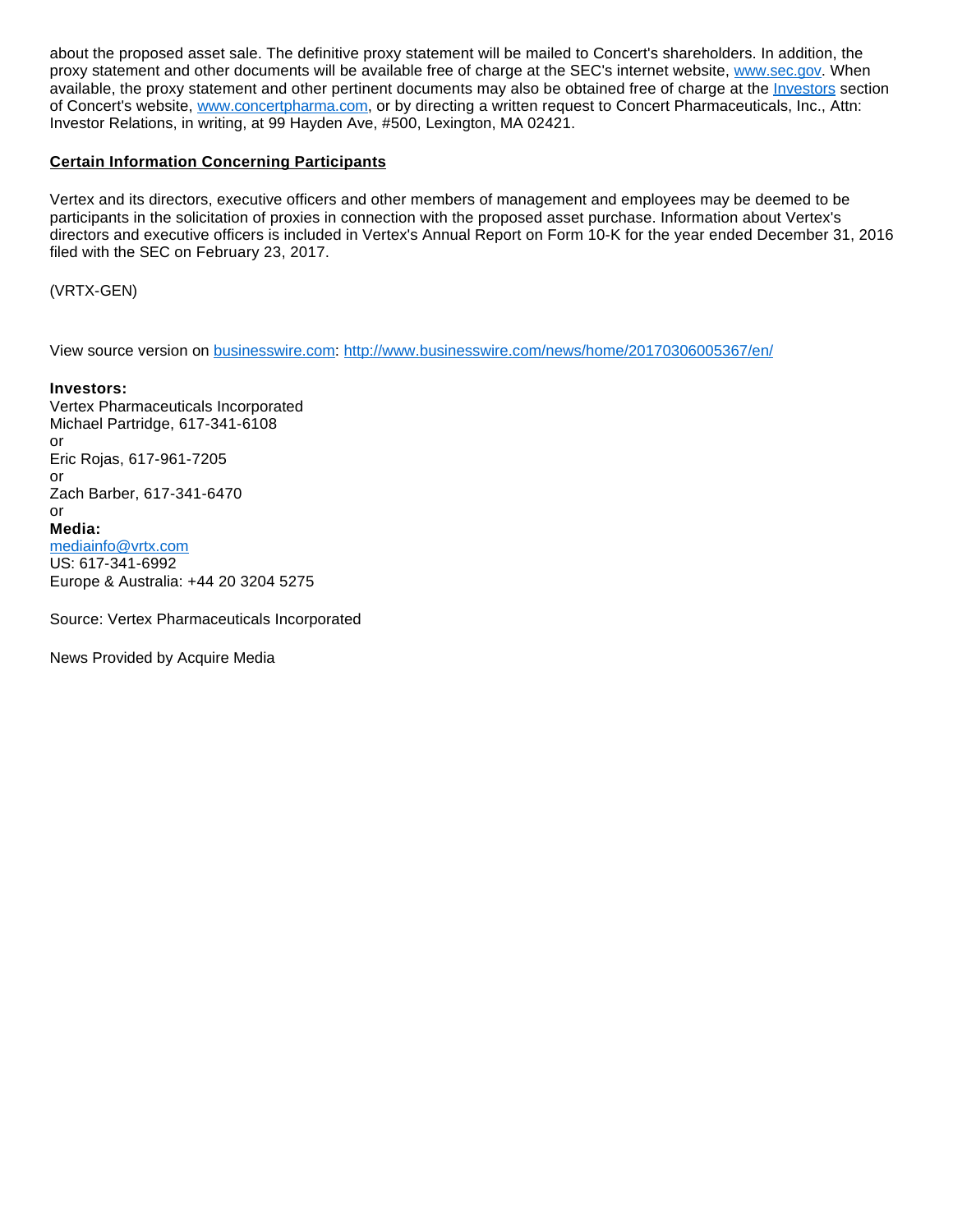about the proposed asset sale. The definitive proxy statement will be mailed to Concert's shareholders. In addition, the proxy statement and other documents will be available free of charge at the SEC's internet website, www.sec.gov. When available, the proxy statement and other pertinent documents may also be obtained free of charge at the Investors section of Concert's website, www.concertpharma.com, or by directing a written request to Concert Pharmaceuticals, Inc., Attn: Investor Relations, in writing, at 99 Hayden Ave, #500, Lexington, MA 02421.

**Certain Information Concerning Participants**

Vertex and its directors, executive officers and other members of management and employees may be deemed to be participants in the solicitation of proxies in connection with the proposed asset purchase. Information about Vertex's directors and executive officers is included in Vertex's Annual Report on Form 10-K for the year ended December 31, 2016 filed with the SEC on February 23, 2017.

(VRTX-GEN)

View source version on businesswire.com: http://www.businesswire.com/news/home/20170306005367/en/

**Investors:**
Vertex Pharmaceuticals Incorporated
Michael Partridge, 617-341-6108
or
Eric Rojas, 617-961-7205
or
Zach Barber, 617-341-6470
or
**Media:**
mediainfo@vrtx.com
US: 617-341-6992
Europe & Australia: +44 20 3204 5275

Source: Vertex Pharmaceuticals Incorporated

News Provided by Acquire Media